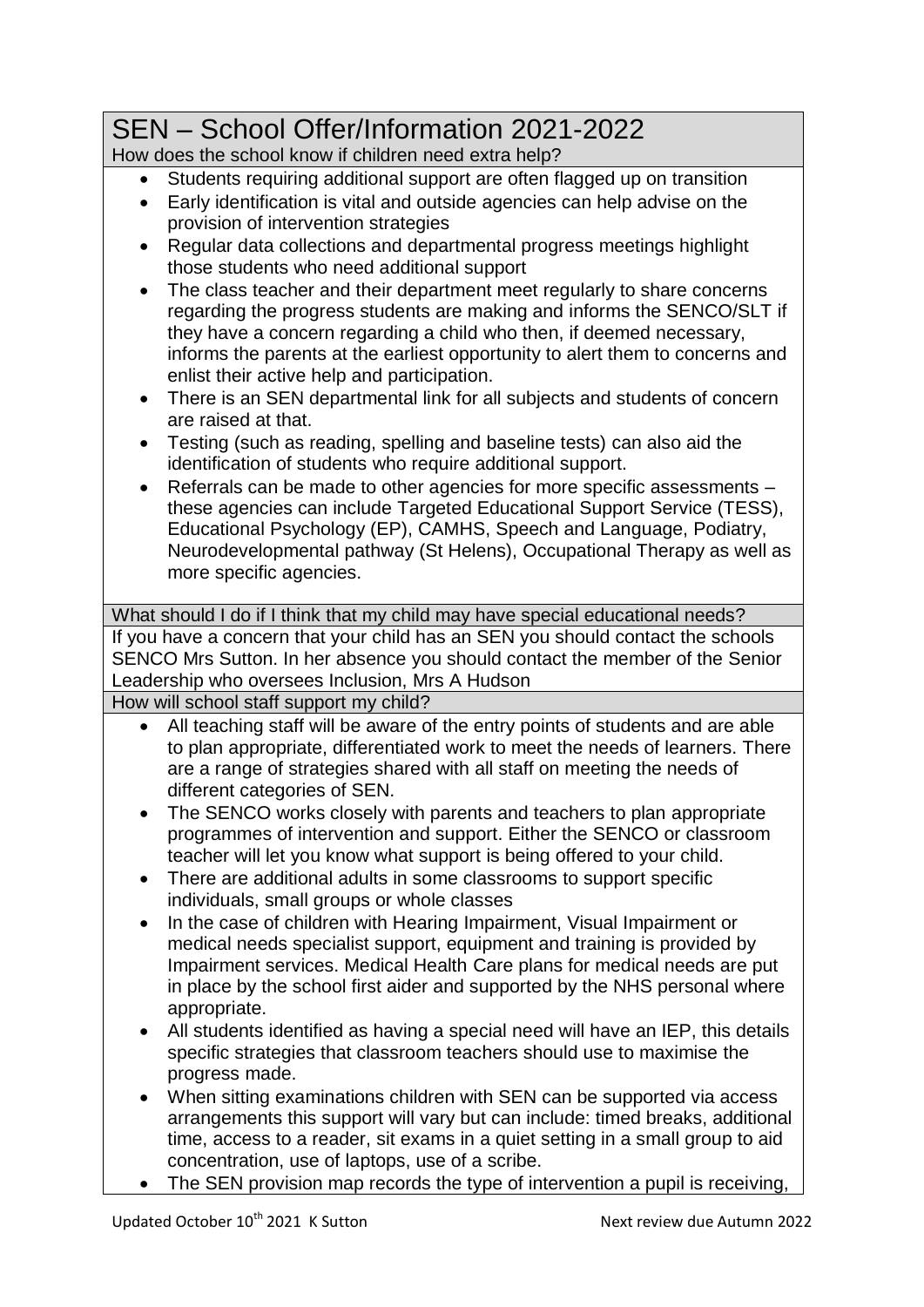# SEN – School Offer/Information 2021-2022

## How does the school know if children need extra help?

- Students requiring additional support are often flagged up on transition
- Early identification is vital and outside agencies can help advise on the provision of intervention strategies
- Regular data collections and departmental progress meetings highlight those students who need additional support
- The class teacher and their department meet regularly to share concerns regarding the progress students are making and informs the SENCO/SLT if they have a concern regarding a child who then, if deemed necessary, informs the parents at the earliest opportunity to alert them to concerns and enlist their active help and participation.
- There is an SEN departmental link for all subjects and students of concern are raised at that.
- Testing (such as reading, spelling and baseline tests) can also aid the identification of students who require additional support.
- Referrals can be made to other agencies for more specific assessments – these agencies can include Targeted Educational Support Service (TESS), Educational Psychology (EP), CAMHS, Speech and Language, Podiatry, Neurodevelopmental pathway (St Helens), Occupational Therapy as well as more specific agencies.

## What should I do if I think that my child may have special educational needs?

If you have a concern that your child has an SEN you should contact the schools SENCO Mrs Sutton. In her absence you should contact the member of the Senior Leadership who oversees Inclusion, Mrs A Hudson

## How will school staff support my child?

- All teaching staff will be aware of the entry points of students and are able to plan appropriate, differentiated work to meet the needs of learners. There are a range of strategies shared with all staff on meeting the needs of different categories of SEN.
- The SENCO works closely with parents and teachers to plan appropriate programmes of intervention and support. Either the SENCO or classroom teacher will let you know what support is being offered to your child.
- There are additional adults in some classrooms to support specific individuals, small groups or whole classes
- In the case of children with Hearing Impairment, Visual Impairment or medical needs specialist support, equipment and training is provided by Impairment services. Medical Health Care plans for medical needs are put in place by the school first aider and supported by the NHS personal where appropriate.
- All students identified as having a special need will have an IEP, this details specific strategies that classroom teachers should use to maximise the progress made.
- When sitting examinations children with SEN can be supported via access arrangements this support will vary but can include: timed breaks, additional time, access to a reader, sit exams in a quiet setting in a small group to aid concentration, use of laptops, use of a scribe.
- The SEN provision map records the type of intervention a pupil is receiving,

Updated October 10th 2021 K Sutton — Next review due Autumn 2022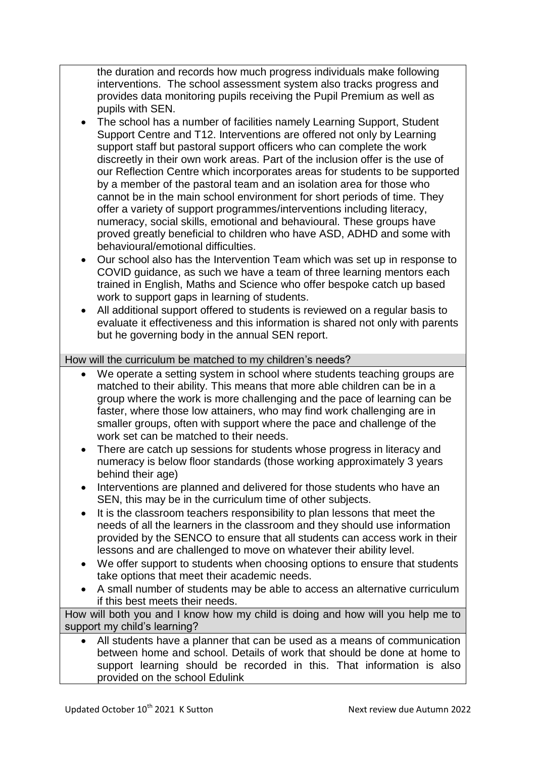the duration and records how much progress individuals make following interventions. The school assessment system also tracks progress and provides data monitoring pupils receiving the Pupil Premium as well as pupils with SEN.

- The school has a number of facilities namely Learning Support, Student Support Centre and T12. Interventions are offered not only by Learning support staff but pastoral support officers who can complete the work discreetly in their own work areas. Part of the inclusion offer is the use of our Reflection Centre which incorporates areas for students to be supported by a member of the pastoral team and an isolation area for those who cannot be in the main school environment for short periods of time. They offer a variety of support programmes/interventions including literacy, numeracy, social skills, emotional and behavioural. These groups have proved greatly beneficial to children who have ASD, ADHD and some with behavioural/emotional difficulties.
- Our school also has the Intervention Team which was set up in response to COVID guidance, as such we have a team of three learning mentors each trained in English, Maths and Science who offer bespoke catch up based work to support gaps in learning of students.
- All additional support offered to students is reviewed on a regular basis to evaluate it effectiveness and this information is shared not only with parents but he governing body in the annual SEN report.

## How will the curriculum be matched to my children's needs?

- We operate a setting system in school where students teaching groups are matched to their ability. This means that more able children can be in a group where the work is more challenging and the pace of learning can be faster, where those low attainers, who may find work challenging are in smaller groups, often with support where the pace and challenge of the work set can be matched to their needs.
- There are catch up sessions for students whose progress in literacy and numeracy is below floor standards (those working approximately 3 years behind their age)
- Interventions are planned and delivered for those students who have an SEN, this may be in the curriculum time of other subjects.
- It is the classroom teachers responsibility to plan lessons that meet the needs of all the learners in the classroom and they should use information provided by the SENCO to ensure that all students can access work in their lessons and are challenged to move on whatever their ability level.
- We offer support to students when choosing options to ensure that students take options that meet their academic needs.
- A small number of students may be able to access an alternative curriculum if this best meets their needs.

## How will both you and I know how my child is doing and how will you help me to support my child's learning?

- All students have a planner that can be used as a means of communication between home and school. Details of work that should be done at home to support learning should be recorded in this. That information is also provided on the school Edulink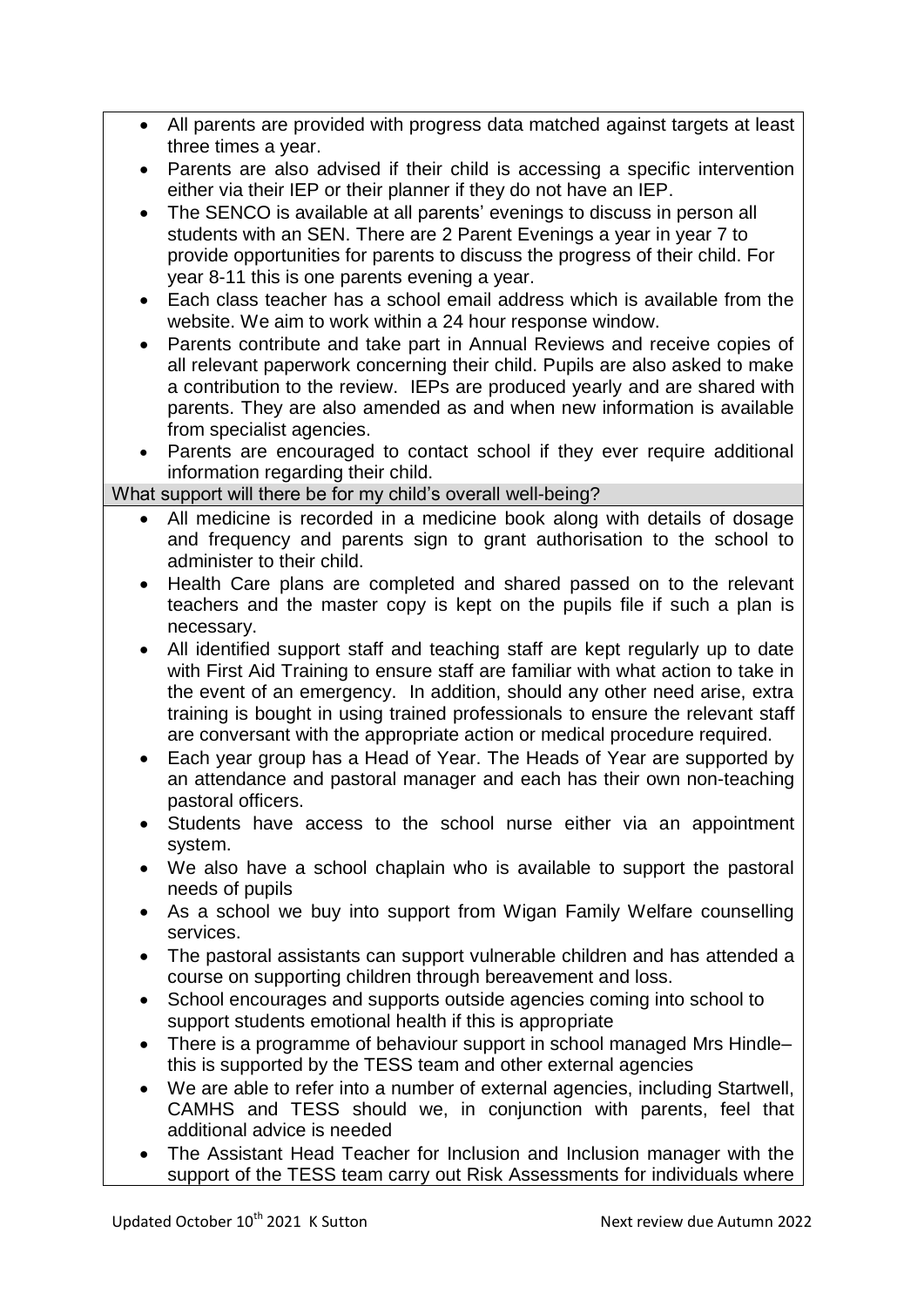- All parents are provided with progress data matched against targets at least three times a year.
- Parents are also advised if their child is accessing a specific intervention either via their IEP or their planner if they do not have an IEP.
- The SENCO is available at all parents' evenings to discuss in person all students with an SEN. There are 2 Parent Evenings a year in year 7 to provide opportunities for parents to discuss the progress of their child. For year 8-11 this is one parents evening a year.
- Each class teacher has a school email address which is available from the website. We aim to work within a 24 hour response window.
- Parents contribute and take part in Annual Reviews and receive copies of all relevant paperwork concerning their child. Pupils are also asked to make a contribution to the review. IEPs are produced yearly and are shared with parents. They are also amended as and when new information is available from specialist agencies.
- Parents are encouraged to contact school if they ever require additional information regarding their child.

## What support will there be for my child's overall well-being?

- All medicine is recorded in a medicine book along with details of dosage and frequency and parents sign to grant authorisation to the school to administer to their child.
- Health Care plans are completed and shared passed on to the relevant teachers and the master copy is kept on the pupils file if such a plan is necessary.
- All identified support staff and teaching staff are kept regularly up to date with First Aid Training to ensure staff are familiar with what action to take in the event of an emergency. In addition, should any other need arise, extra training is bought in using trained professionals to ensure the relevant staff are conversant with the appropriate action or medical procedure required.
- Each year group has a Head of Year. The Heads of Year are supported by an attendance and pastoral manager and each has their own non-teaching pastoral officers.
- Students have access to the school nurse either via an appointment system.
- We also have a school chaplain who is available to support the pastoral needs of pupils
- As a school we buy into support from Wigan Family Welfare counselling services.
- The pastoral assistants can support vulnerable children and has attended a course on supporting children through bereavement and loss.
- School encourages and supports outside agencies coming into school to support students emotional health if this is appropriate
- There is a programme of behaviour support in school managed Mrs Hindle– this is supported by the TESS team and other external agencies
- We are able to refer into a number of external agencies, including Startwell, CAMHS and TESS should we, in conjunction with parents, feel that additional advice is needed
- The Assistant Head Teacher for Inclusion and Inclusion manager with the support of the TESS team carry out Risk Assessments for individuals where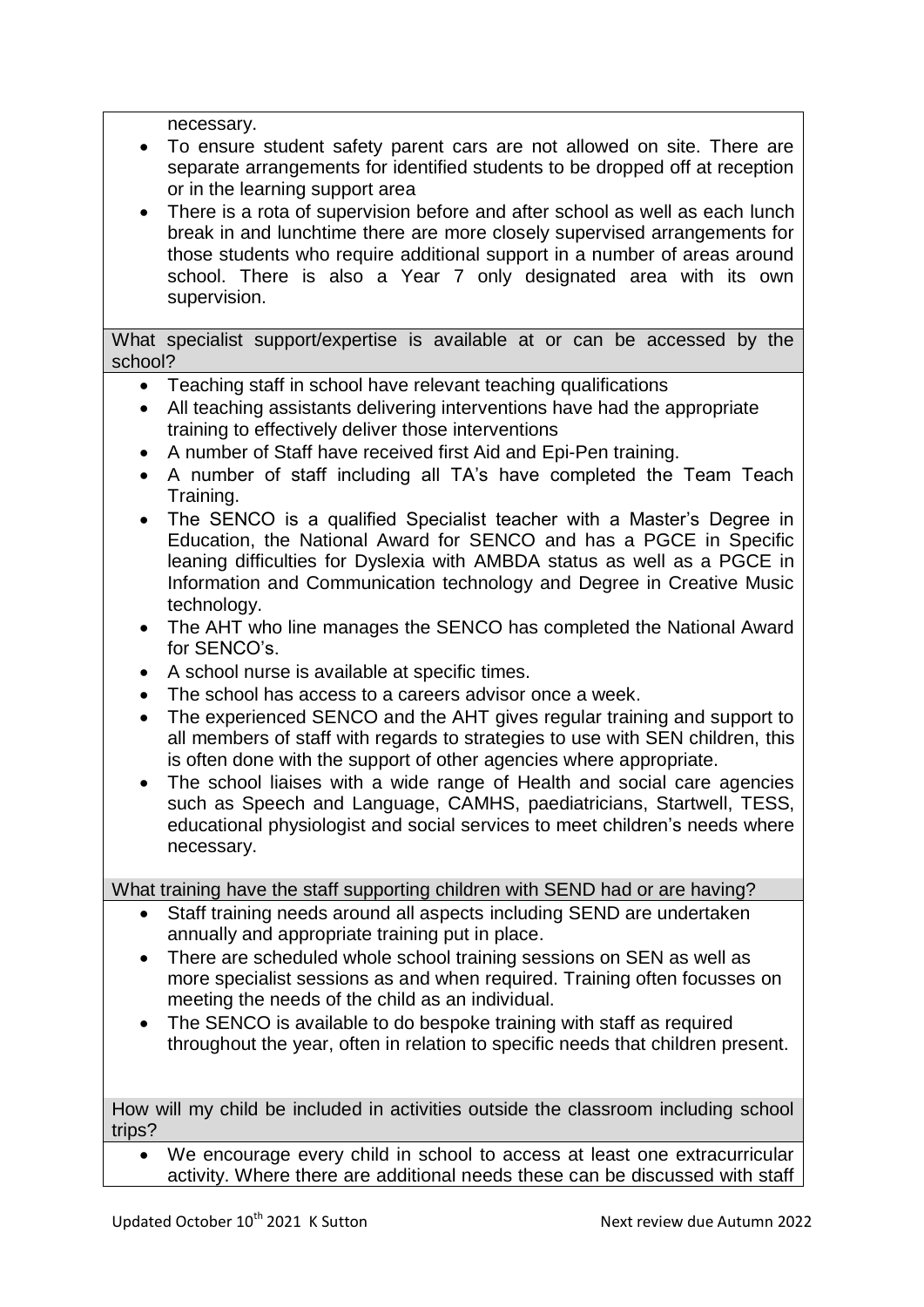necessary.

- To ensure student safety parent cars are not allowed on site. There are separate arrangements for identified students to be dropped off at reception or in the learning support area
- There is a rota of supervision before and after school as well as each lunch break in and lunchtime there are more closely supervised arrangements for those students who require additional support in a number of areas around school. There is also a Year 7 only designated area with its own supervision.

### What specialist support/expertise is available at or can be accessed by the school?

- Teaching staff in school have relevant teaching qualifications
- All teaching assistants delivering interventions have had the appropriate training to effectively deliver those interventions
- A number of Staff have received first Aid and Epi-Pen training.
- A number of staff including all TA's have completed the Team Teach Training.
- The SENCO is a qualified Specialist teacher with a Master's Degree in Education, the National Award for SENCO and has a PGCE in Specific leaning difficulties for Dyslexia with AMBDA status as well as a PGCE in Information and Communication technology and Degree in Creative Music technology.
- The AHT who line manages the SENCO has completed the National Award for SENCO's.
- A school nurse is available at specific times.
- The school has access to a careers advisor once a week.
- The experienced SENCO and the AHT gives regular training and support to all members of staff with regards to strategies to use with SEN children, this is often done with the support of other agencies where appropriate.
- The school liaises with a wide range of Health and social care agencies such as Speech and Language, CAMHS, paediatricians, Startwell, TESS, educational physiologist and social services to meet children's needs where necessary.

### What training have the staff supporting children with SEND had or are having?

- Staff training needs around all aspects including SEND are undertaken annually and appropriate training put in place.
- There are scheduled whole school training sessions on SEN as well as more specialist sessions as and when required. Training often focusses on meeting the needs of the child as an individual.
- The SENCO is available to do bespoke training with staff as required throughout the year, often in relation to specific needs that children present.

### How will my child be included in activities outside the classroom including school trips?

- We encourage every child in school to access at least one extracurricular activity. Where there are additional needs these can be discussed with staff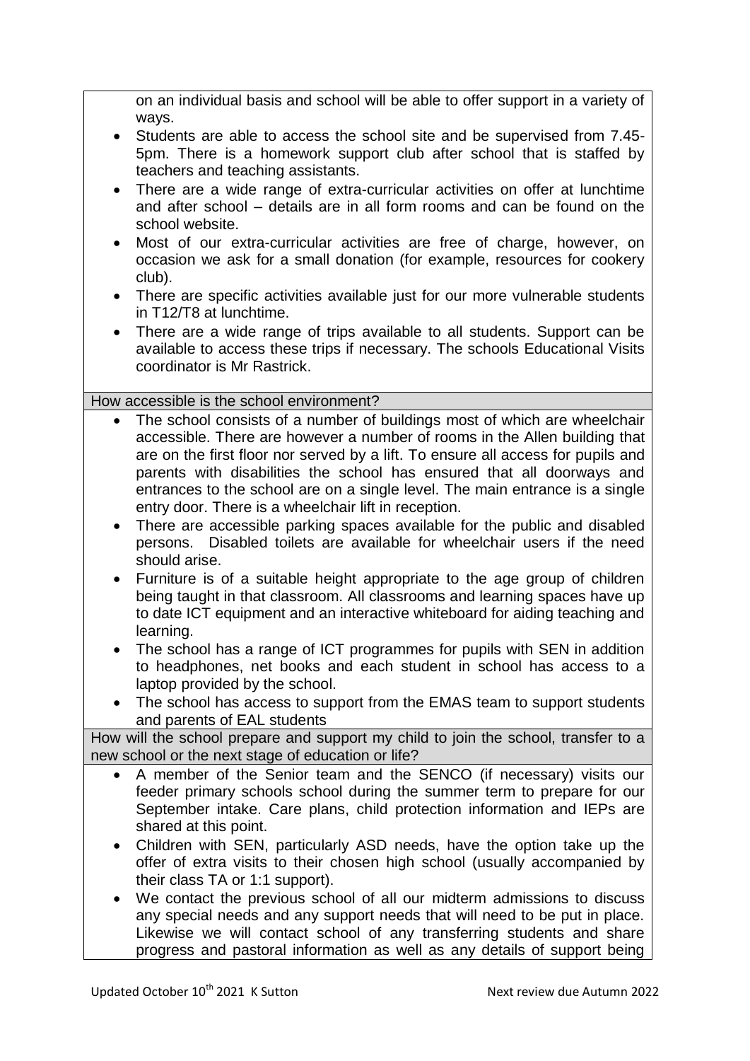on an individual basis and school will be able to offer support in a variety of ways.

- Students are able to access the school site and be supervised from 7.45-5pm. There is a homework support club after school that is staffed by teachers and teaching assistants.
- There are a wide range of extra-curricular activities on offer at lunchtime and after school – details are in all form rooms and can be found on the school website.
- Most of our extra-curricular activities are free of charge, however, on occasion we ask for a small donation (for example, resources for cookery club).
- There are specific activities available just for our more vulnerable students in T12/T8 at lunchtime.
- There are a wide range of trips available to all students. Support can be available to access these trips if necessary. The schools Educational Visits coordinator is Mr Rastrick.

### How accessible is the school environment?

- The school consists of a number of buildings most of which are wheelchair accessible. There are however a number of rooms in the Allen building that are on the first floor nor served by a lift. To ensure all access for pupils and parents with disabilities the school has ensured that all doorways and entrances to the school are on a single level. The main entrance is a single entry door. There is a wheelchair lift in reception.
- There are accessible parking spaces available for the public and disabled persons. Disabled toilets are available for wheelchair users if the need should arise.
- Furniture is of a suitable height appropriate to the age group of children being taught in that classroom. All classrooms and learning spaces have up to date ICT equipment and an interactive whiteboard for aiding teaching and learning.
- The school has a range of ICT programmes for pupils with SEN in addition to headphones, net books and each student in school has access to a laptop provided by the school.
- The school has access to support from the EMAS team to support students and parents of EAL students

### How will the school prepare and support my child to join the school, transfer to a new school or the next stage of education or life?

- A member of the Senior team and the SENCO (if necessary) visits our feeder primary schools school during the summer term to prepare for our September intake. Care plans, child protection information and IEPs are shared at this point.
- Children with SEN, particularly ASD needs, have the option take up the offer of extra visits to their chosen high school (usually accompanied by their class TA or 1:1 support).
- We contact the previous school of all our midterm admissions to discuss any special needs and any support needs that will need to be put in place. Likewise we will contact school of any transferring students and share progress and pastoral information as well as any details of support being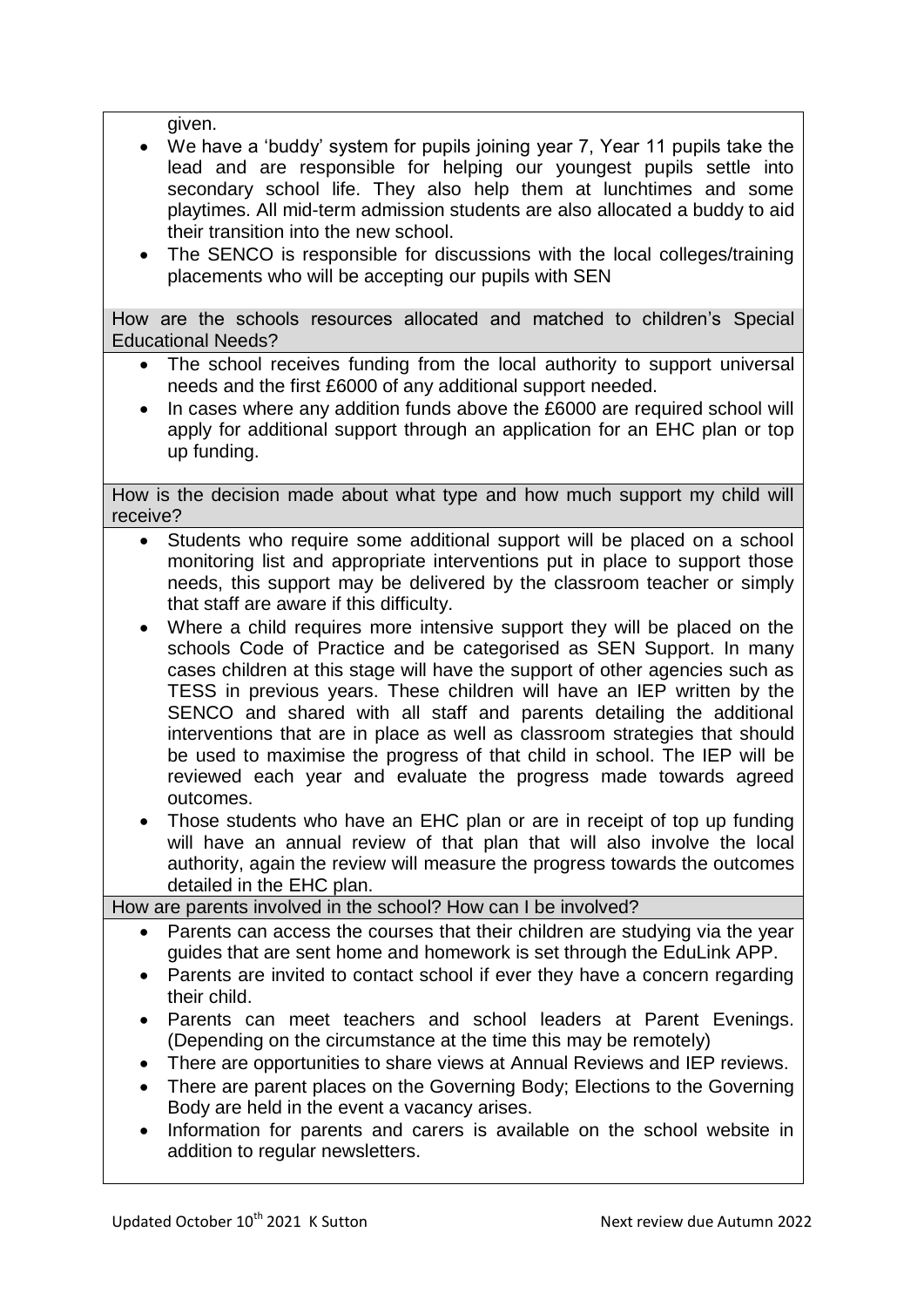given.

- We have a 'buddy' system for pupils joining year 7, Year 11 pupils take the lead and are responsible for helping our youngest pupils settle into secondary school life. They also help them at lunchtimes and some playtimes. All mid-term admission students are also allocated a buddy to aid their transition into the new school.
- The SENCO is responsible for discussions with the local colleges/training placements who will be accepting our pupils with SEN

### How are the schools resources allocated and matched to children's Special Educational Needs?

- The school receives funding from the local authority to support universal needs and the first £6000 of any additional support needed.
- In cases where any addition funds above the £6000 are required school will apply for additional support through an application for an EHC plan or top up funding.

### How is the decision made about what type and how much support my child will receive?

- Students who require some additional support will be placed on a school monitoring list and appropriate interventions put in place to support those needs, this support may be delivered by the classroom teacher or simply that staff are aware if this difficulty.
- Where a child requires more intensive support they will be placed on the schools Code of Practice and be categorised as SEN Support. In many cases children at this stage will have the support of other agencies such as TESS in previous years. These children will have an IEP written by the SENCO and shared with all staff and parents detailing the additional interventions that are in place as well as classroom strategies that should be used to maximise the progress of that child in school. The IEP will be reviewed each year and evaluate the progress made towards agreed outcomes.
- Those students who have an EHC plan or are in receipt of top up funding will have an annual review of that plan that will also involve the local authority, again the review will measure the progress towards the outcomes detailed in the EHC plan.

### How are parents involved in the school? How can I be involved?

- Parents can access the courses that their children are studying via the year guides that are sent home and homework is set through the EduLink APP.
- Parents are invited to contact school if ever they have a concern regarding their child.
- Parents can meet teachers and school leaders at Parent Evenings. (Depending on the circumstance at the time this may be remotely)
- There are opportunities to share views at Annual Reviews and IEP reviews.
- There are parent places on the Governing Body; Elections to the Governing Body are held in the event a vacancy arises.
- Information for parents and carers is available on the school website in addition to regular newsletters.

Updated October 10th 2021 K Sutton

Next review due Autumn 2022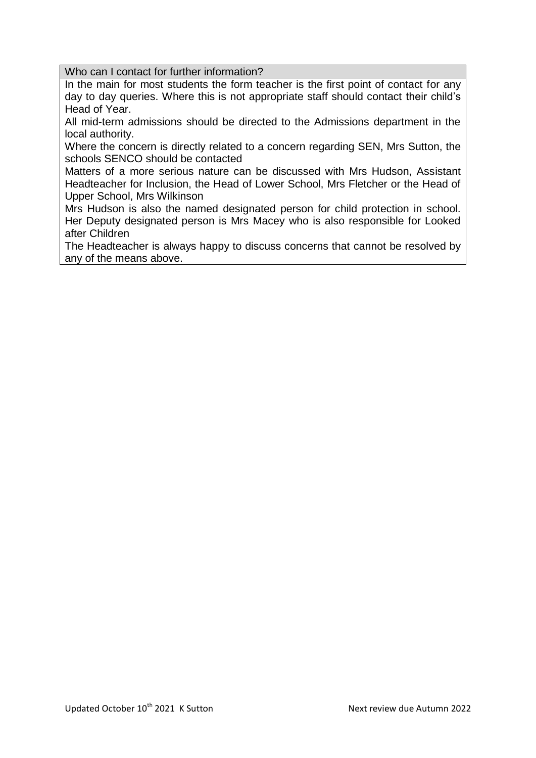| Who can I contact for further information? |
| --- |
| In the main for most students the form teacher is the first point of contact for any day to day queries. Where this is not appropriate staff should contact their child's Head of Year.<br>All mid-term admissions should be directed to the Admissions department in the local authority.<br>Where the concern is directly related to a concern regarding SEN, Mrs Sutton, the schools SENCO should be contacted<br>Matters of a more serious nature can be discussed with Mrs Hudson, Assistant Headteacher for Inclusion, the Head of Lower School, Mrs Fletcher or the Head of Upper School, Mrs Wilkinson<br>Mrs Hudson is also the named designated person for child protection in school. Her Deputy designated person is Mrs Macey who is also responsible for Looked after Children<br>The Headteacher is always happy to discuss concerns that cannot be resolved by any of the means above. |

Updated October 10th 2021 K Sutton Next review due Autumn 2022